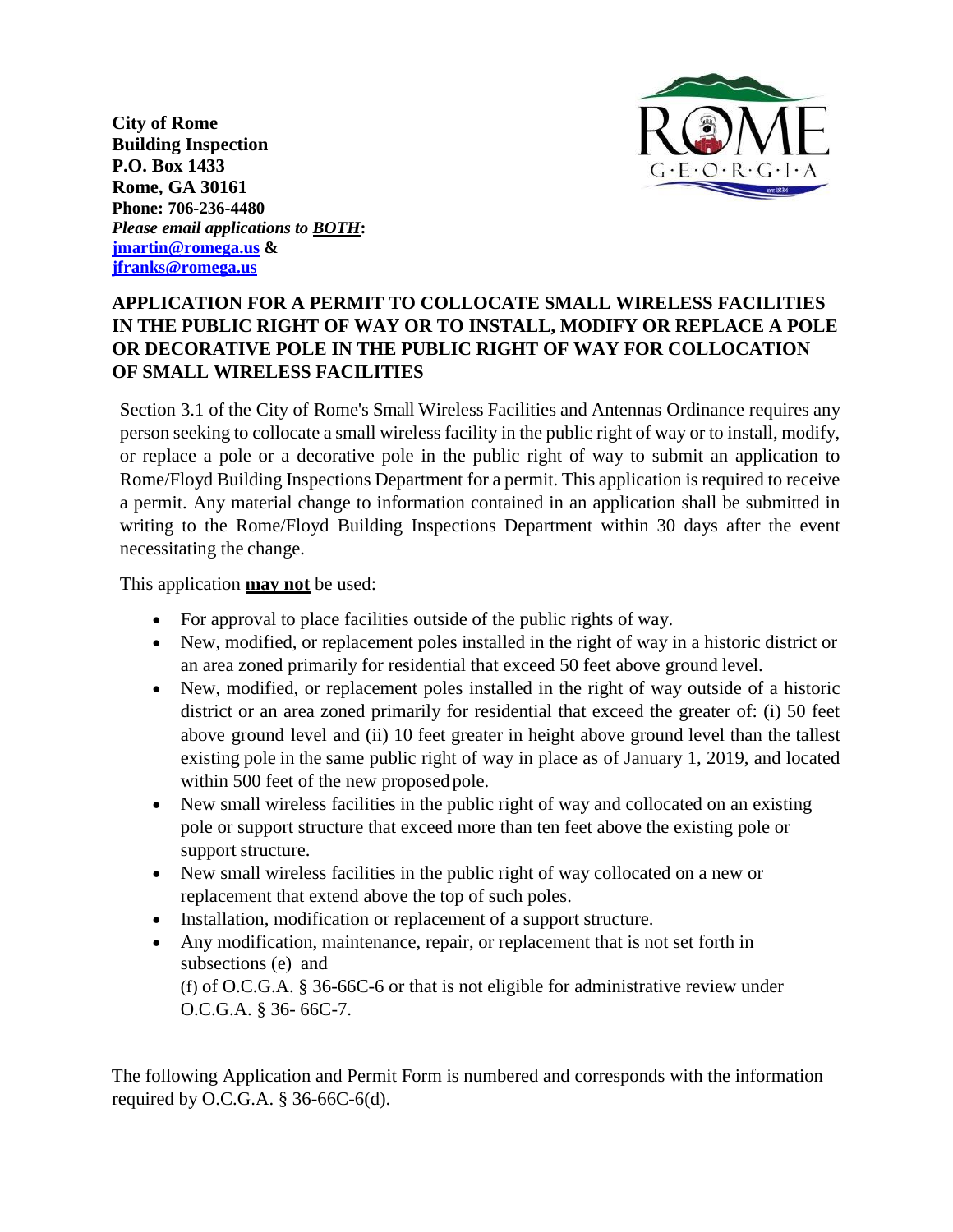**City of Rome**
**Building Inspection**
**P.O. Box 1433**
**Rome, GA 30161**
**Phone: 706-236-4480**
***Please email applications to BOTH*:**
**jmartin@romega.us &**
**jfranks@romega.us**

## APPLICATION FOR A PERMIT TO COLLOCATE SMALL WIRELESS FACILITIES IN THE PUBLIC RIGHT OF WAY OR TO INSTALL, MODIFY OR REPLACE A POLE OR DECORATIVE POLE IN THE PUBLIC RIGHT OF WAY FOR COLLOCATION OF SMALL WIRELESS FACILITIES

Section 3.1 of the City of Rome's Small Wireless Facilities and Antennas Ordinance requires any person seeking to collocate a small wireless facility in the public right of way or to install, modify, or replace a pole or a decorative pole in the public right of way to submit an application to Rome/Floyd Building Inspections Department for a permit. This application is required to receive a permit. Any material change to information contained in an application shall be submitted in writing to the Rome/Floyd Building Inspections Department within 30 days after the event necessitating the change.

This application **may not** be used:

- For approval to place facilities outside of the public rights of way.
- New, modified, or replacement poles installed in the right of way in a historic district or an area zoned primarily for residential that exceed 50 feet above ground level.
- New, modified, or replacement poles installed in the right of way outside of a historic district or an area zoned primarily for residential that exceed the greater of: (i) 50 feet above ground level and (ii) 10 feet greater in height above ground level than the tallest existing pole in the same public right of way in place as of January 1, 2019, and located within 500 feet of the new proposed pole.
- New small wireless facilities in the public right of way and collocated on an existing pole or support structure that exceed more than ten feet above the existing pole or support structure.
- New small wireless facilities in the public right of way collocated on a new or replacement that extend above the top of such poles.
- Installation, modification or replacement of a support structure.
- Any modification, maintenance, repair, or replacement that is not set forth in subsections (e) and (f) of O.C.G.A. § 36-66C-6 or that is not eligible for administrative review under O.C.G.A. § 36- 66C-7.

The following Application and Permit Form is numbered and corresponds with the information required by O.C.G.A. § 36-66C-6(d).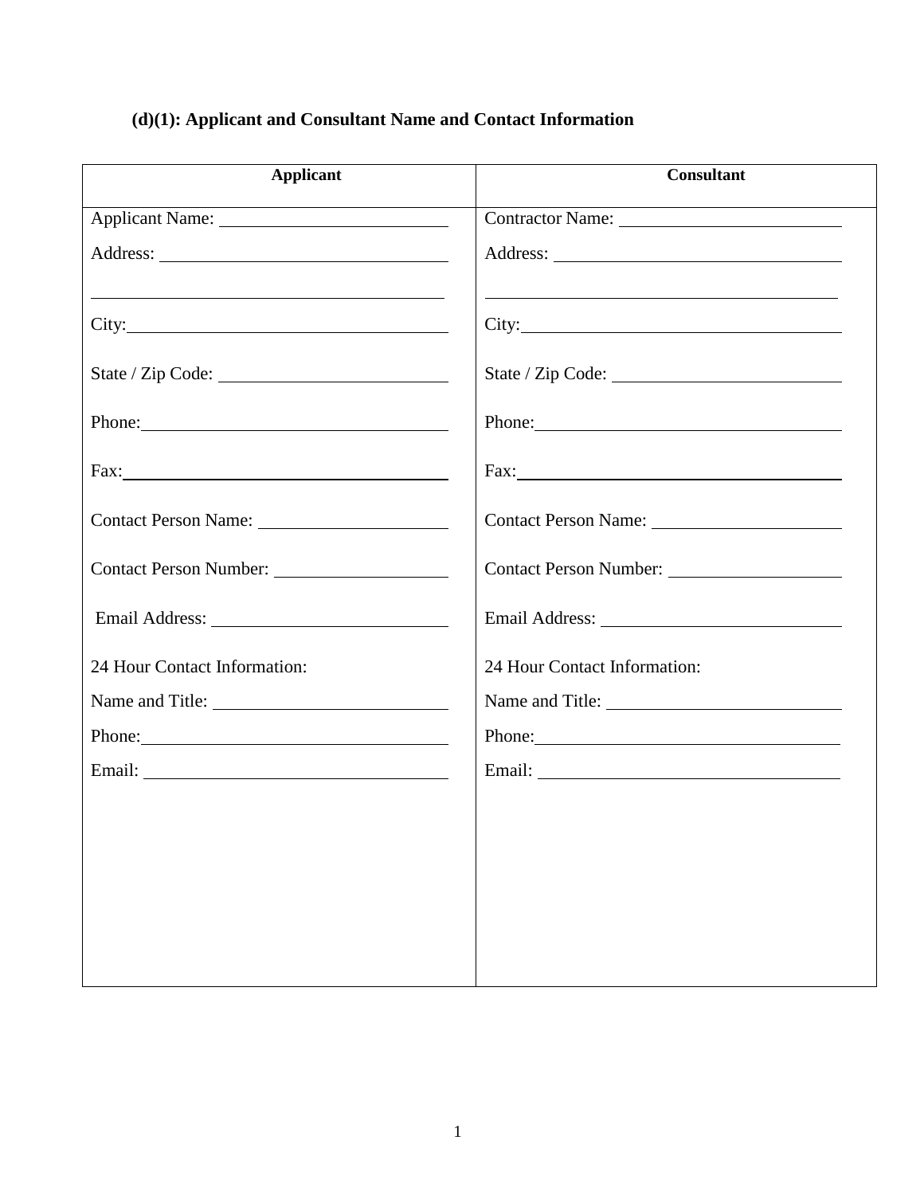**(d)(1): Applicant and Consultant Name and Contact Information**

| Applicant | Consultant |
|---|---|
| Applicant Name: ______________________ | Contractor Name: ______________________ |
| Address: ______________________ | Address: ______________________ |
| ______________________ | ______________________ |
| City: ______________________ | City: ______________________ |
| State / Zip Code: ______________________ | State / Zip Code: ______________________ |
| Phone: ______________________ | Phone: ______________________ |
| Fax: ______________________ | Fax: ______________________ |
| Contact Person Name: ______________________ | Contact Person Name: ______________________ |
| Contact Person Number: ______________________ | Contact Person Number: ______________________ |
| Email Address: ______________________ | Email Address: ______________________ |
| 24 Hour Contact Information: | 24 Hour Contact Information: |
| Name and Title: ______________________ | Name and Title: ______________________ |
| Phone: ______________________ | Phone: ______________________ |
| Email: ______________________ | Email: ______________________ |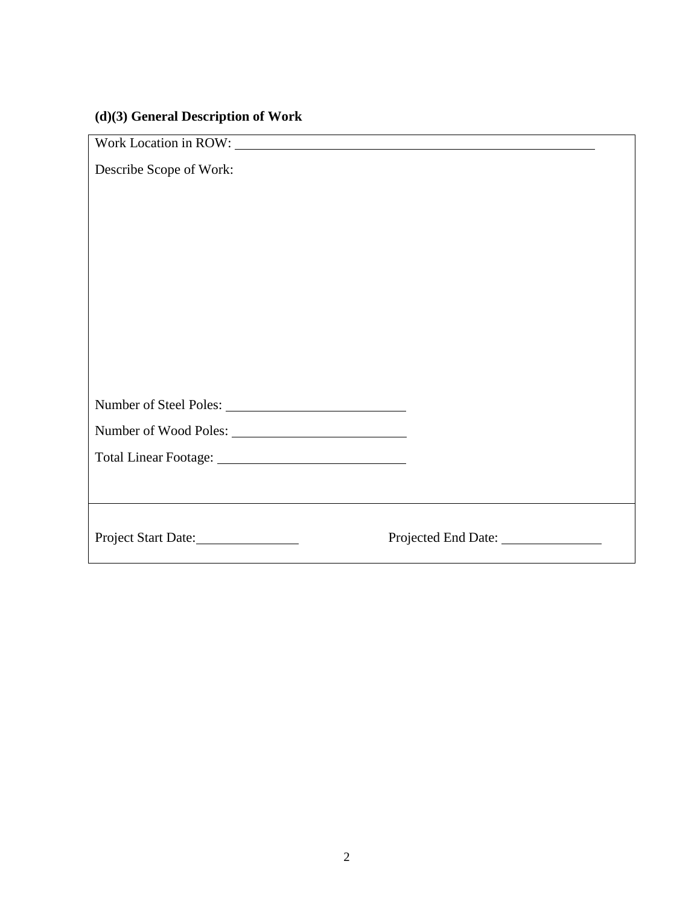### (d)(3) General Description of Work

Work Location in ROW: ____________________________________________

Describe Scope of Work:

Number of Steel Poles: __________________________

Number of Wood Poles: __________________________

Total Linear Footage: __________________________

Project Start Date: _______________ Projected End Date: _______________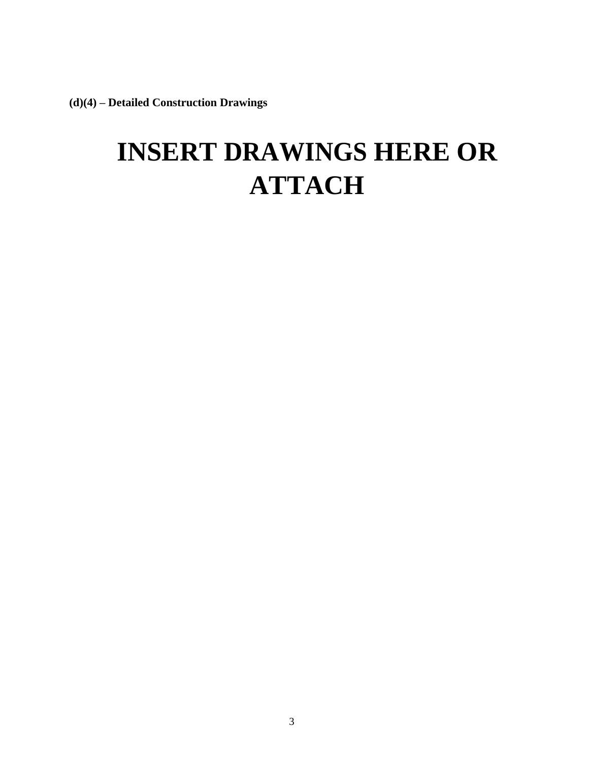**(d)(4) – Detailed Construction Drawings**

# INSERT DRAWINGS HERE OR ATTACH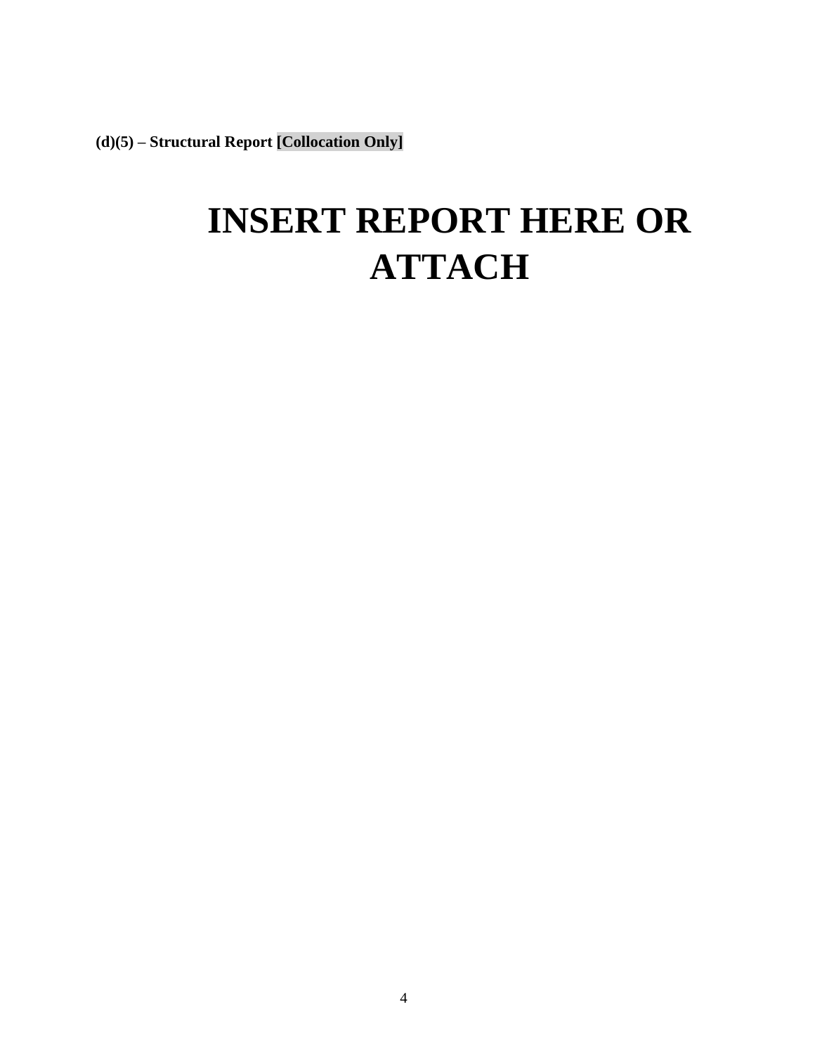**(d)(5) – Structural Report [Collocation Only]**

# INSERT REPORT HERE OR ATTACH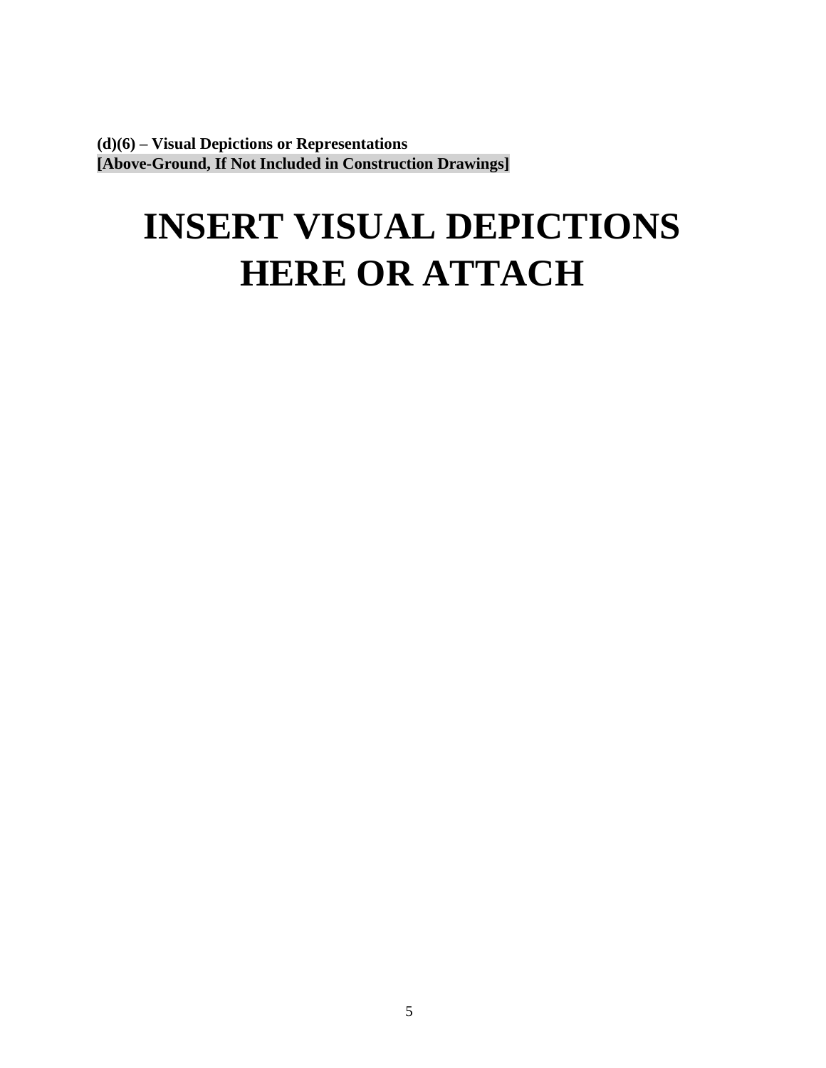**(d)(6) – Visual Depictions or Representations**
**[Above-Ground, If Not Included in Construction Drawings]**

# INSERT VISUAL DEPICTIONS HERE OR ATTACH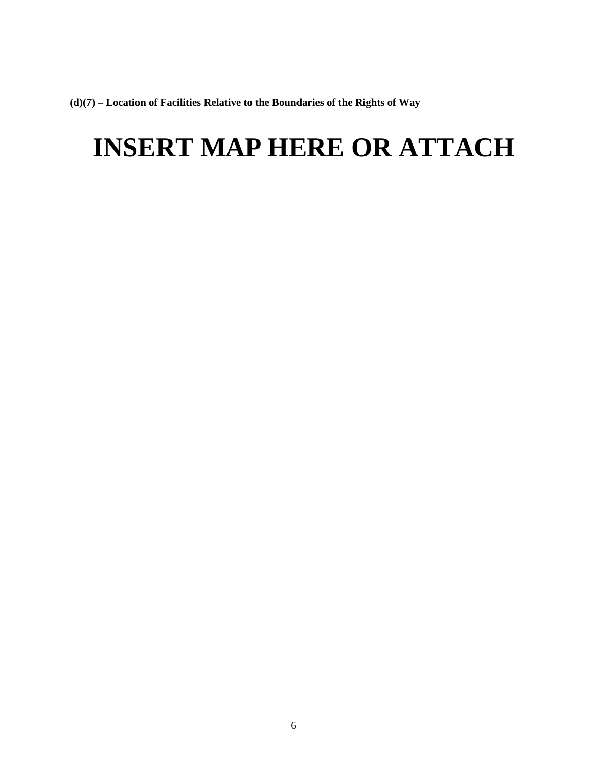**(d)(7) – Location of Facilities Relative to the Boundaries of the Rights of Way**

# INSERT MAP HERE OR ATTACH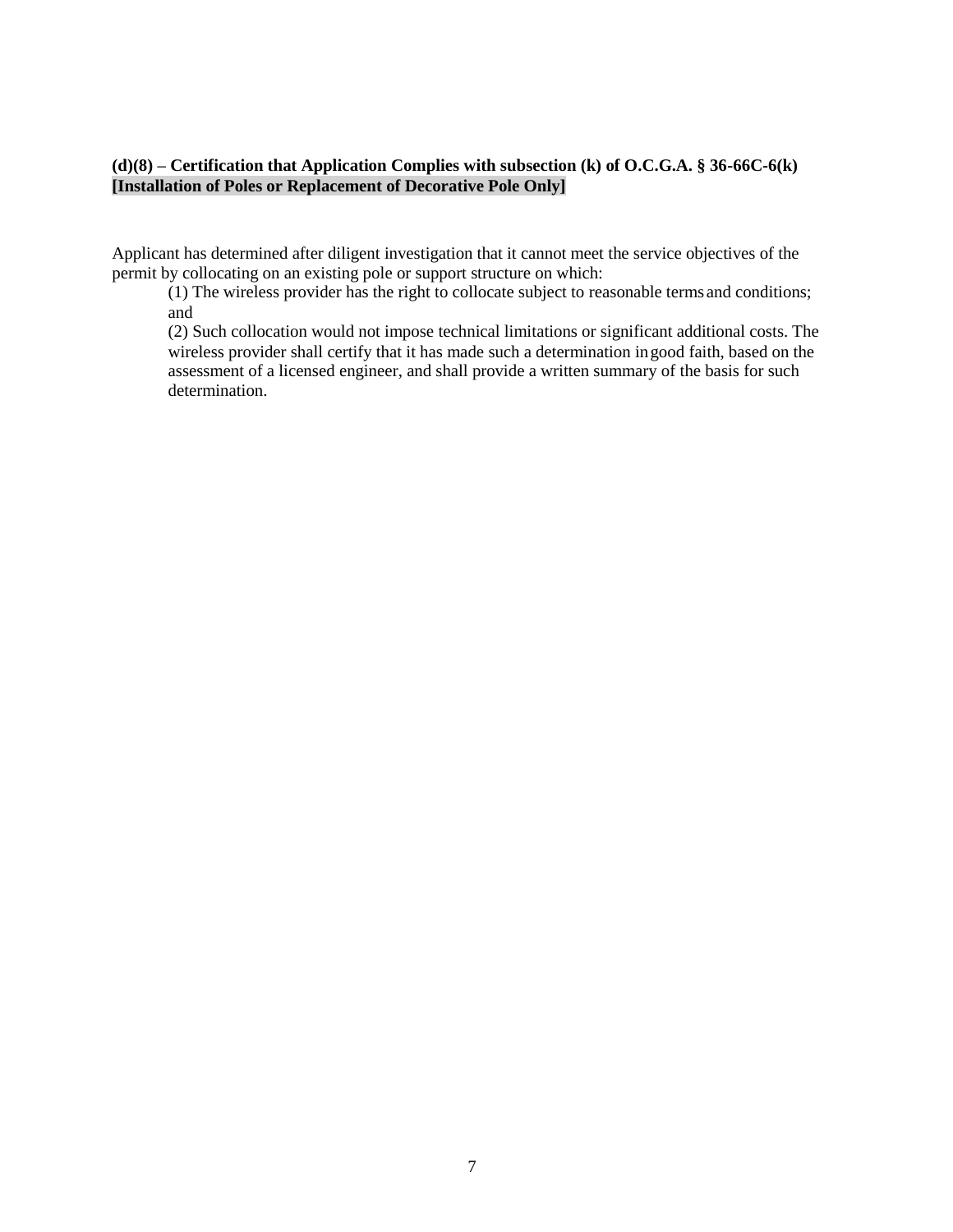**(d)(8) – Certification that Application Complies with subsection (k) of O.C.G.A. § 36-66C-6(k) [Installation of Poles or Replacement of Decorative Pole Only]**

Applicant has determined after diligent investigation that it cannot meet the service objectives of the permit by collocating on an existing pole or support structure on which:

(1) The wireless provider has the right to collocate subject to reasonable terms and conditions; and

(2) Such collocation would not impose technical limitations or significant additional costs. The wireless provider shall certify that it has made such a determination in good faith, based on the assessment of a licensed engineer, and shall provide a written summary of the basis for such determination.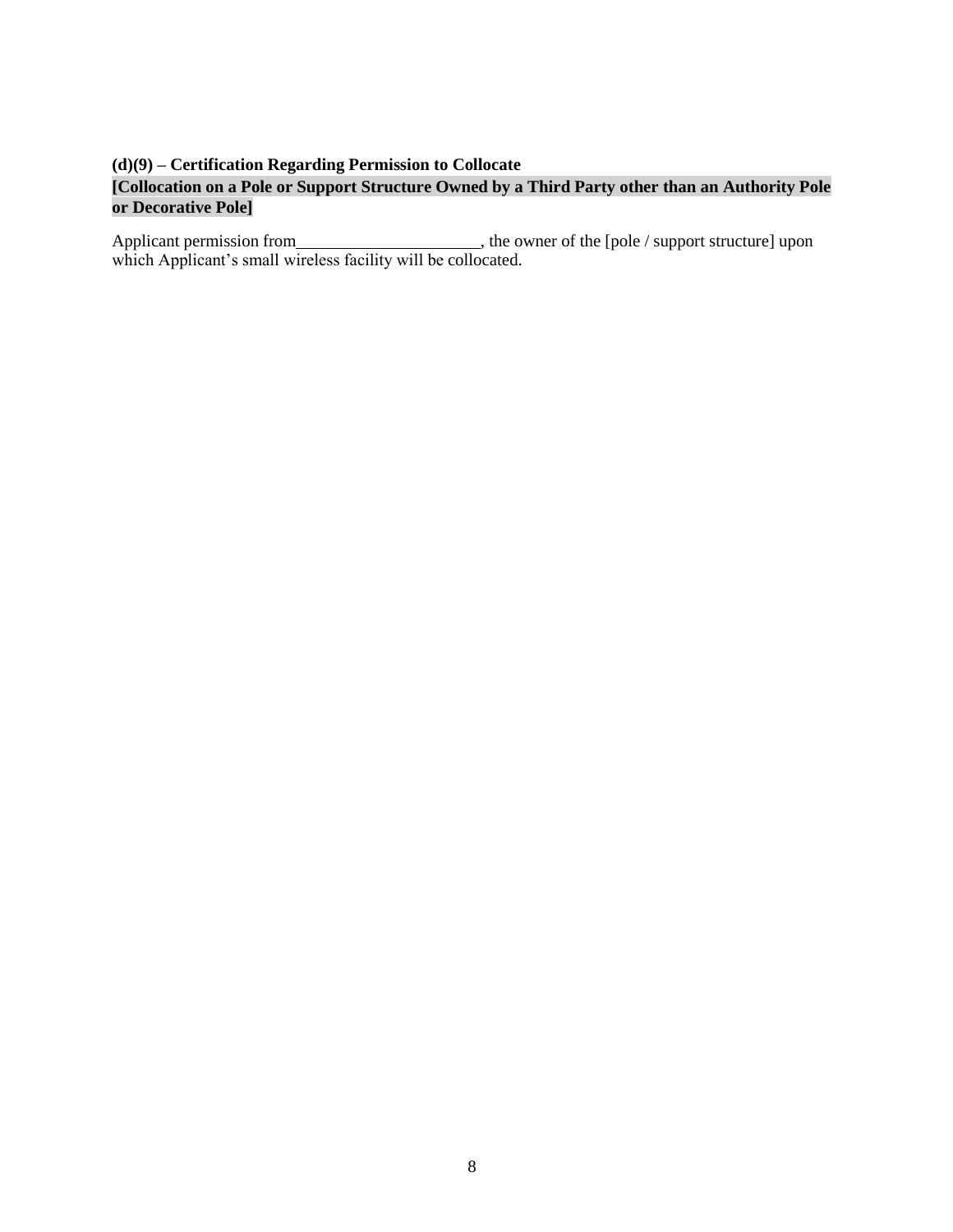**(d)(9) – Certification Regarding Permission to Collocate**
**[Collocation on a Pole or Support Structure Owned by a Third Party other than an Authority Pole or Decorative Pole]**

Applicant permission from_____________________, the owner of the [pole / support structure] upon which Applicant's small wireless facility will be collocated.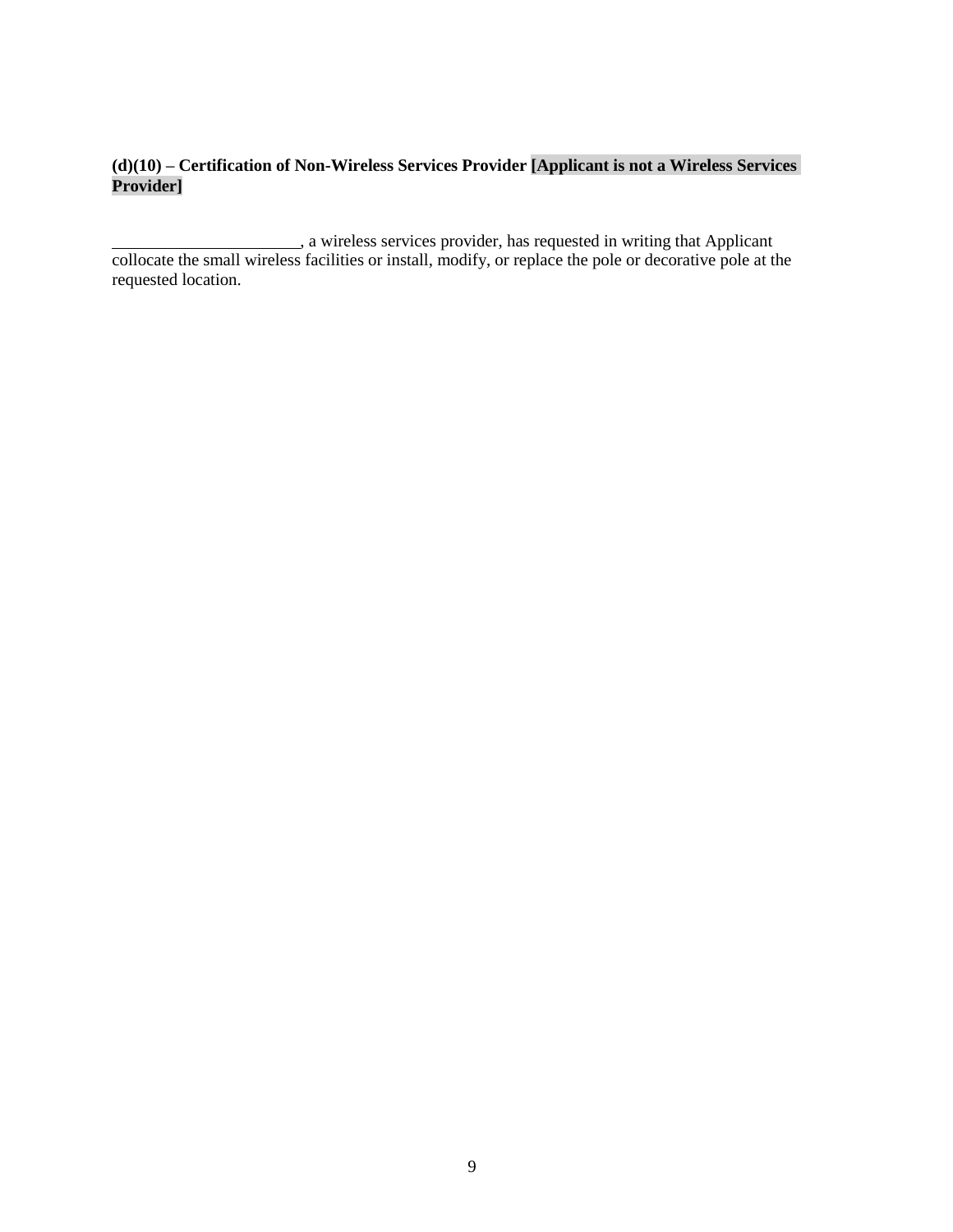**(d)(10) – Certification of Non-Wireless Services Provider [Applicant is not a Wireless Services Provider]**

\_\_\_\_\_\_\_\_\_\_\_\_\_\_\_\_\_\_\_\_\_\_, a wireless services provider, has requested in writing that Applicant collocate the small wireless facilities or install, modify, or replace the pole or decorative pole at the requested location.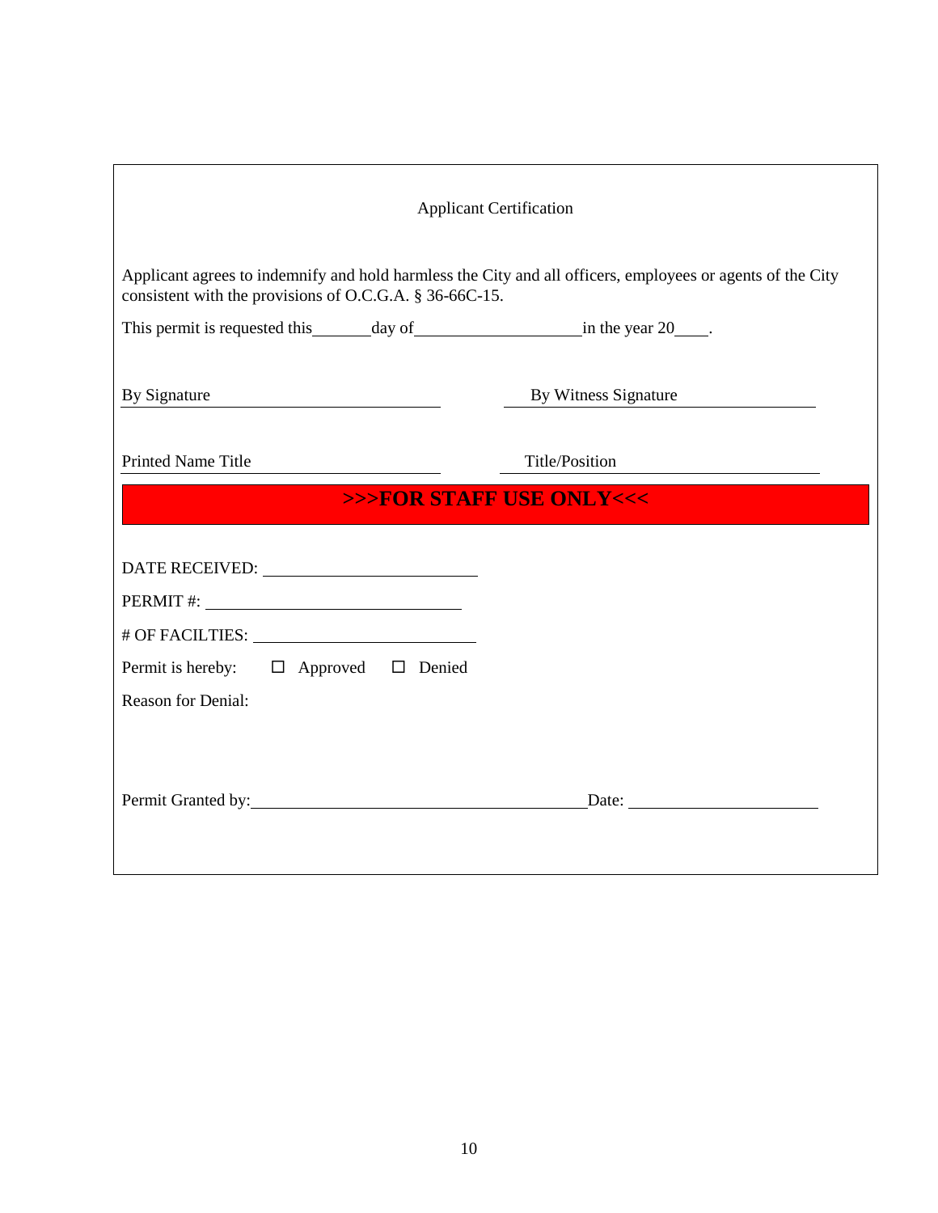## Applicant Certification

Applicant agrees to indemnify and hold harmless the City and all officers, employees or agents of the City consistent with the provisions of O.C.G.A. § 36-66C-15.

This permit is requested this_______day of___________________in the year 20____.

By Signature ______________________________ By Witness Signature ______________________________

Printed Name Title ______________________________ Title/Position ______________________________

**>>>FOR STAFF USE ONLY<<<**

DATE RECEIVED: ______________________________

PERMIT #: ______________________________

# OF FACILTIES: ______________________________

Permit is hereby: ☐ Approved ☐ Denied

Reason for Denial:

Permit Granted by:______________________________Date: ______________________________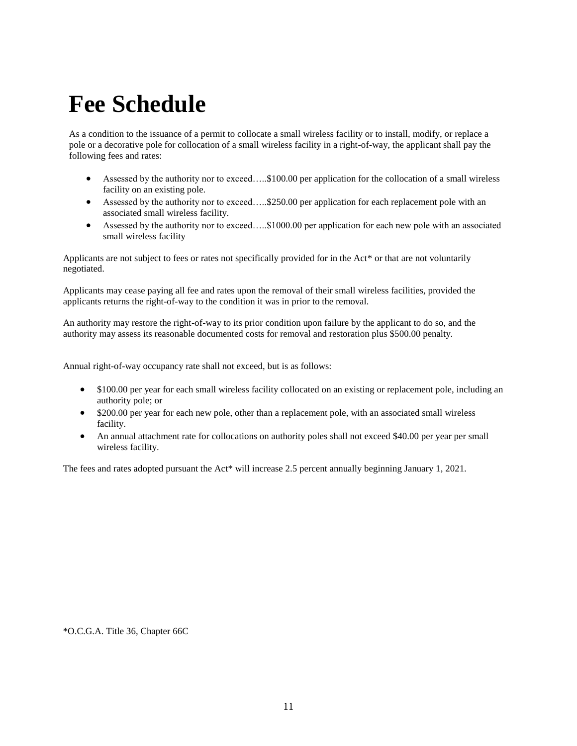# Fee Schedule

As a condition to the issuance of a permit to collocate a small wireless facility or to install, modify, or replace a pole or a decorative pole for collocation of a small wireless facility in a right-of-way, the applicant shall pay the following fees and rates:

- Assessed by the authority nor to exceed…..$100.00 per application for the collocation of a small wireless facility on an existing pole.
- Assessed by the authority nor to exceed…..$250.00 per application for each replacement pole with an associated small wireless facility.
- Assessed by the authority nor to exceed…..$1000.00 per application for each new pole with an associated small wireless facility

Applicants are not subject to fees or rates not specifically provided for in the Act* or that are not voluntarily negotiated.

Applicants may cease paying all fee and rates upon the removal of their small wireless facilities, provided the applicants returns the right-of-way to the condition it was in prior to the removal.

An authority may restore the right-of-way to its prior condition upon failure by the applicant to do so, and the authority may assess its reasonable documented costs for removal and restoration plus $500.00 penalty.

Annual right-of-way occupancy rate shall not exceed, but is as follows:

- $100.00 per year for each small wireless facility collocated on an existing or replacement pole, including an authority pole; or
- $200.00 per year for each new pole, other than a replacement pole, with an associated small wireless facility.
- An annual attachment rate for collocations on authority poles shall not exceed $40.00 per year per small wireless facility.

The fees and rates adopted pursuant the Act* will increase 2.5 percent annually beginning January 1, 2021.

*O.C.G.A. Title 36, Chapter 66C